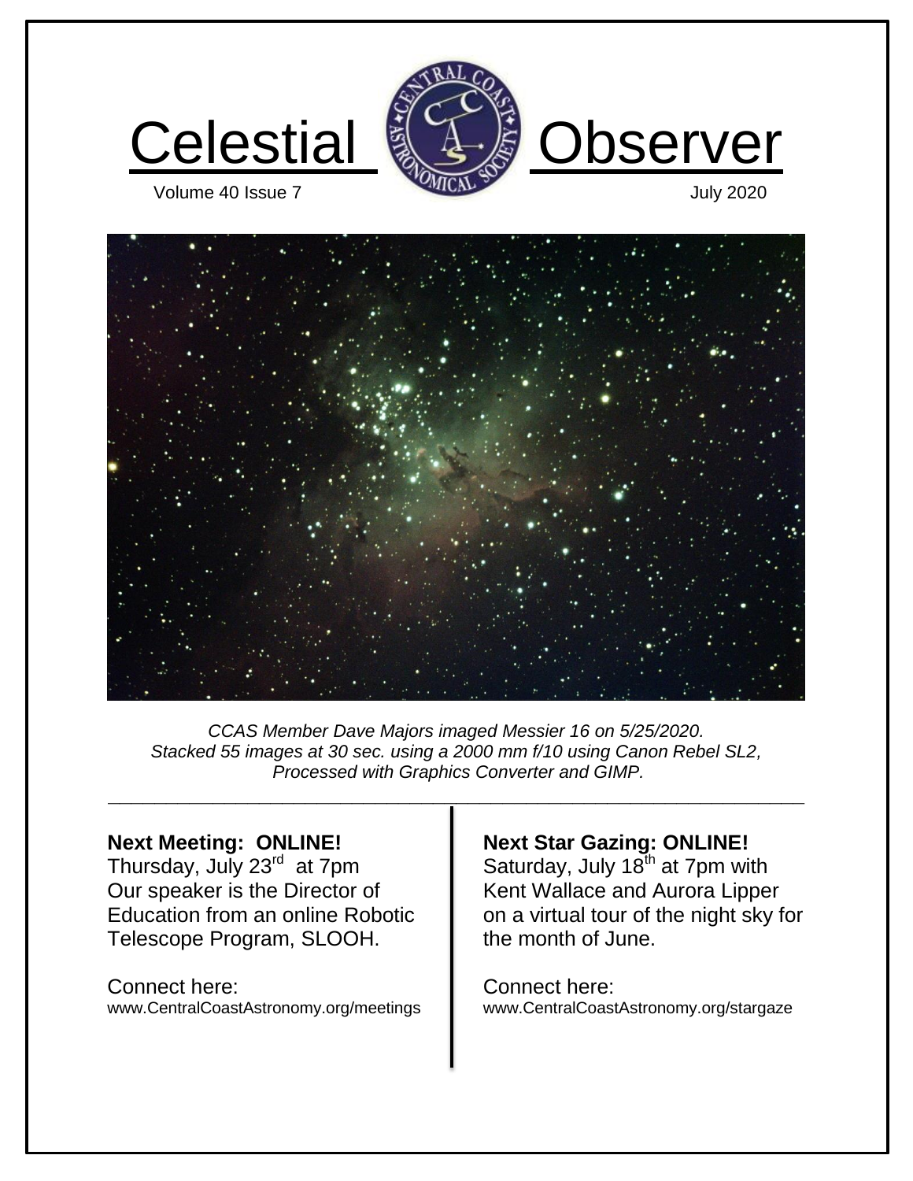# Celestial Observer

Volume 40 Issue 7

July 2020

*CCAS Member Dave Majors imaged Messier 16 on 5/25/2020.
Stacked 55 images at 30 sec. using a 2000 mm f/10 using Canon Rebel SL2,
Processed with Graphics Converter and GIMP.*

---

**Next Meeting: ONLINE!**
Thursday, July 23rd at 7pm
Our speaker is the Director of Education from an online Robotic Telescope Program, SLOOH.

Connect here:
www.CentralCoastAstronomy.org/meetings

**Next Star Gazing: ONLINE!**
Saturday, July 18th at 7pm with Kent Wallace and Aurora Lipper on a virtual tour of the night sky for the month of June.

Connect here:
www.CentralCoastAstronomy.org/stargaze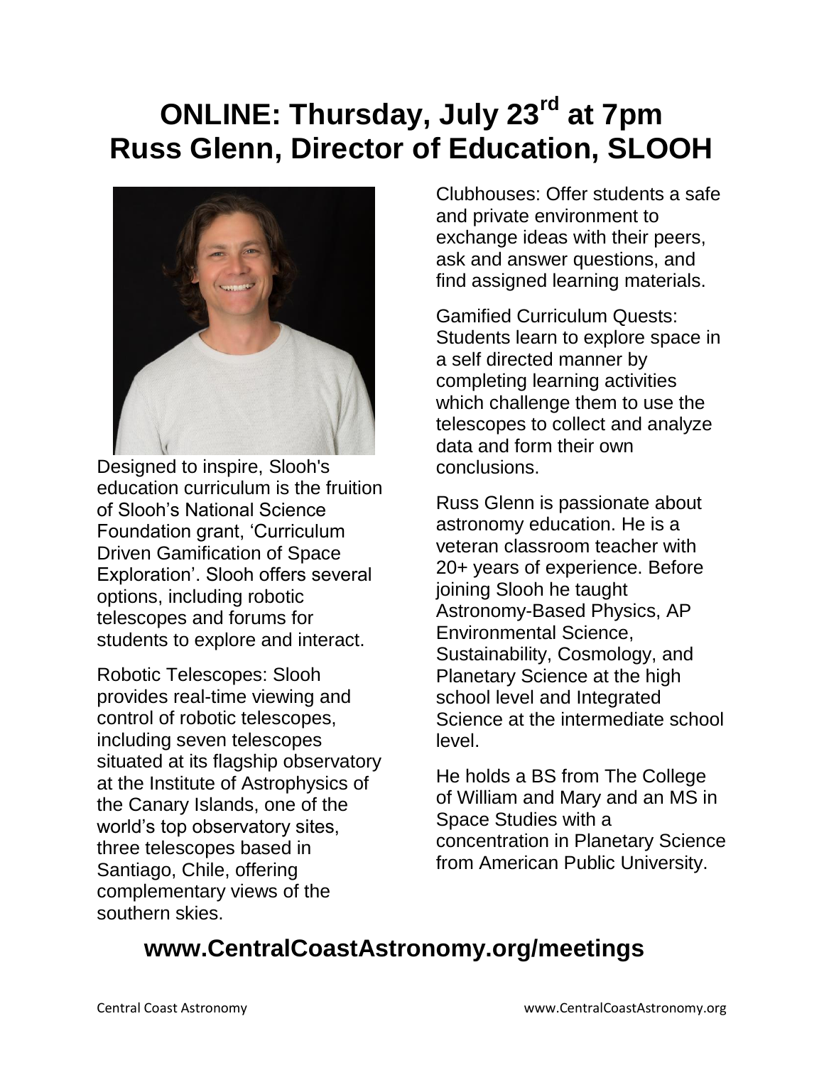# ONLINE: Thursday, July 23rd at 7pm
# Russ Glenn, Director of Education, SLOOH

Designed to inspire, Slooh's education curriculum is the fruition of Slooh's National Science Foundation grant, 'Curriculum Driven Gamification of Space Exploration'. Slooh offers several options, including robotic telescopes and forums for students to explore and interact.

Robotic Telescopes: Slooh provides real-time viewing and control of robotic telescopes, including seven telescopes situated at its flagship observatory at the Institute of Astrophysics of the Canary Islands, one of the world's top observatory sites, three telescopes based in Santiago, Chile, offering complementary views of the southern skies.

Clubhouses: Offer students a safe and private environment to exchange ideas with their peers, ask and answer questions, and find assigned learning materials.

Gamified Curriculum Quests: Students learn to explore space in a self directed manner by completing learning activities which challenge them to use the telescopes to collect and analyze data and form their own conclusions.

Russ Glenn is passionate about astronomy education. He is a veteran classroom teacher with 20+ years of experience. Before joining Slooh he taught Astronomy-Based Physics, AP Environmental Science, Sustainability, Cosmology, and Planetary Science at the high school level and Integrated Science at the intermediate school level.

He holds a BS from The College of William and Mary and an MS in Space Studies with a concentration in Planetary Science from American Public University.

## www.CentralCoastAstronomy.org/meetings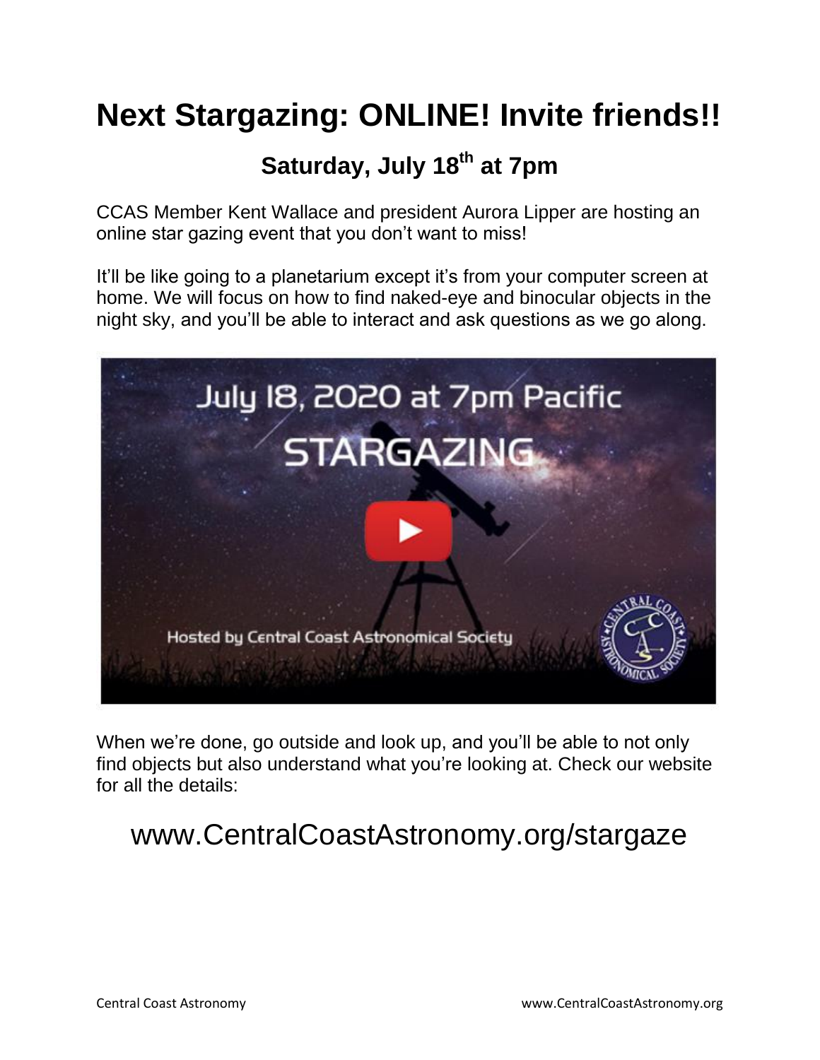# Next Stargazing: ONLINE! Invite friends!!

## Saturday, July 18th at 7pm

CCAS Member Kent Wallace and president Aurora Lipper are hosting an online star gazing event that you don't want to miss!

It'll be like going to a planetarium except it's from your computer screen at home. We will focus on how to find naked-eye and binocular objects in the night sky, and you'll be able to interact and ask questions as we go along.

When we're done, go outside and look up, and you'll be able to not only find objects but also understand what you're looking at. Check our website for all the details:

www.CentralCoastAstronomy.org/stargaze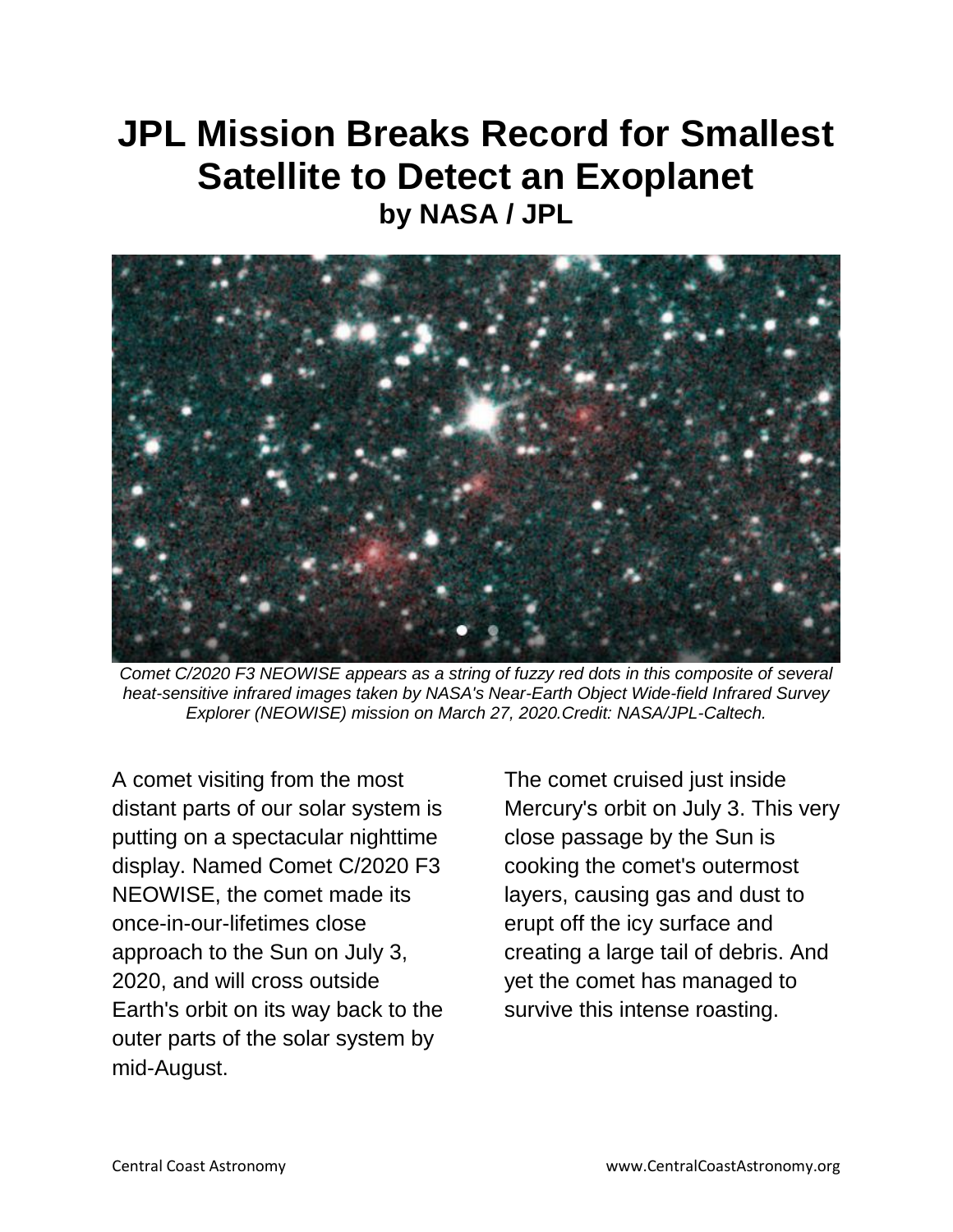# JPL Mission Breaks Record for Smallest Satellite to Detect an Exoplanet

### by NASA / JPL

*Comet C/2020 F3 NEOWISE appears as a string of fuzzy red dots in this composite of several heat-sensitive infrared images taken by NASA's Near-Earth Object Wide-field Infrared Survey Explorer (NEOWISE) mission on March 27, 2020.Credit: NASA/JPL-Caltech.*

A comet visiting from the most distant parts of our solar system is putting on a spectacular nighttime display. Named Comet C/2020 F3 NEOWISE, the comet made its once-in-our-lifetimes close approach to the Sun on July 3, 2020, and will cross outside Earth's orbit on its way back to the outer parts of the solar system by mid-August.

The comet cruised just inside Mercury's orbit on July 3. This very close passage by the Sun is cooking the comet's outermost layers, causing gas and dust to erupt off the icy surface and creating a large tail of debris. And yet the comet has managed to survive this intense roasting.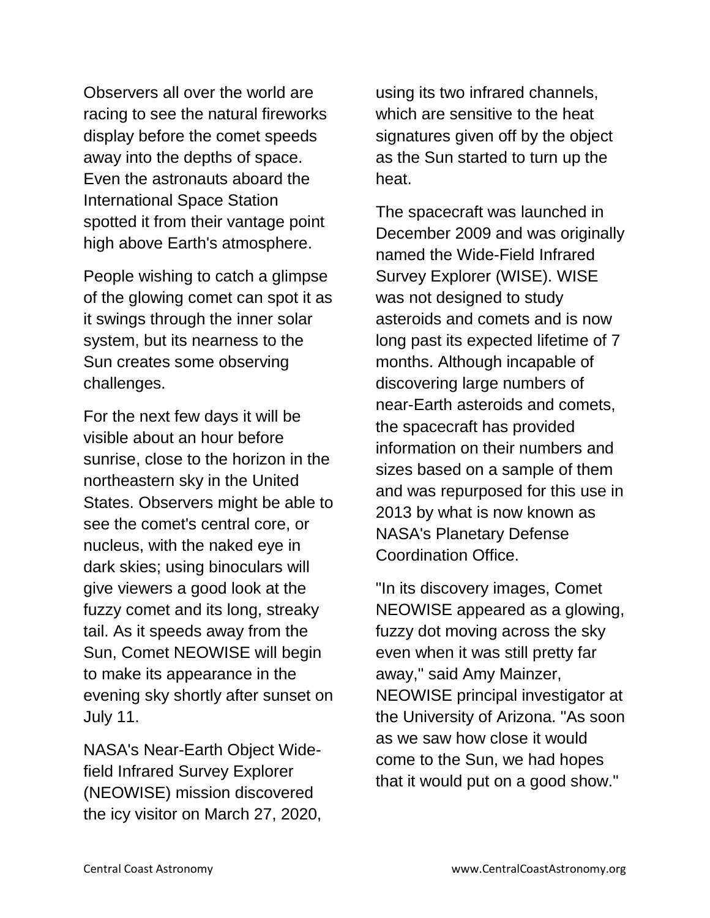Observers all over the world are racing to see the natural fireworks display before the comet speeds away into the depths of space. Even the astronauts aboard the International Space Station spotted it from their vantage point high above Earth's atmosphere.

People wishing to catch a glimpse of the glowing comet can spot it as it swings through the inner solar system, but its nearness to the Sun creates some observing challenges.

For the next few days it will be visible about an hour before sunrise, close to the horizon in the northeastern sky in the United States. Observers might be able to see the comet's central core, or nucleus, with the naked eye in dark skies; using binoculars will give viewers a good look at the fuzzy comet and its long, streaky tail. As it speeds away from the Sun, Comet NEOWISE will begin to make its appearance in the evening sky shortly after sunset on July 11.

NASA's Near-Earth Object Wide-field Infrared Survey Explorer (NEOWISE) mission discovered the icy visitor on March 27, 2020, using its two infrared channels, which are sensitive to the heat signatures given off by the object as the Sun started to turn up the heat.

The spacecraft was launched in December 2009 and was originally named the Wide-Field Infrared Survey Explorer (WISE). WISE was not designed to study asteroids and comets and is now long past its expected lifetime of 7 months. Although incapable of discovering large numbers of near-Earth asteroids and comets, the spacecraft has provided information on their numbers and sizes based on a sample of them and was repurposed for this use in 2013 by what is now known as NASA's Planetary Defense Coordination Office.

"In its discovery images, Comet NEOWISE appeared as a glowing, fuzzy dot moving across the sky even when it was still pretty far away," said Amy Mainzer, NEOWISE principal investigator at the University of Arizona. "As soon as we saw how close it would come to the Sun, we had hopes that it would put on a good show."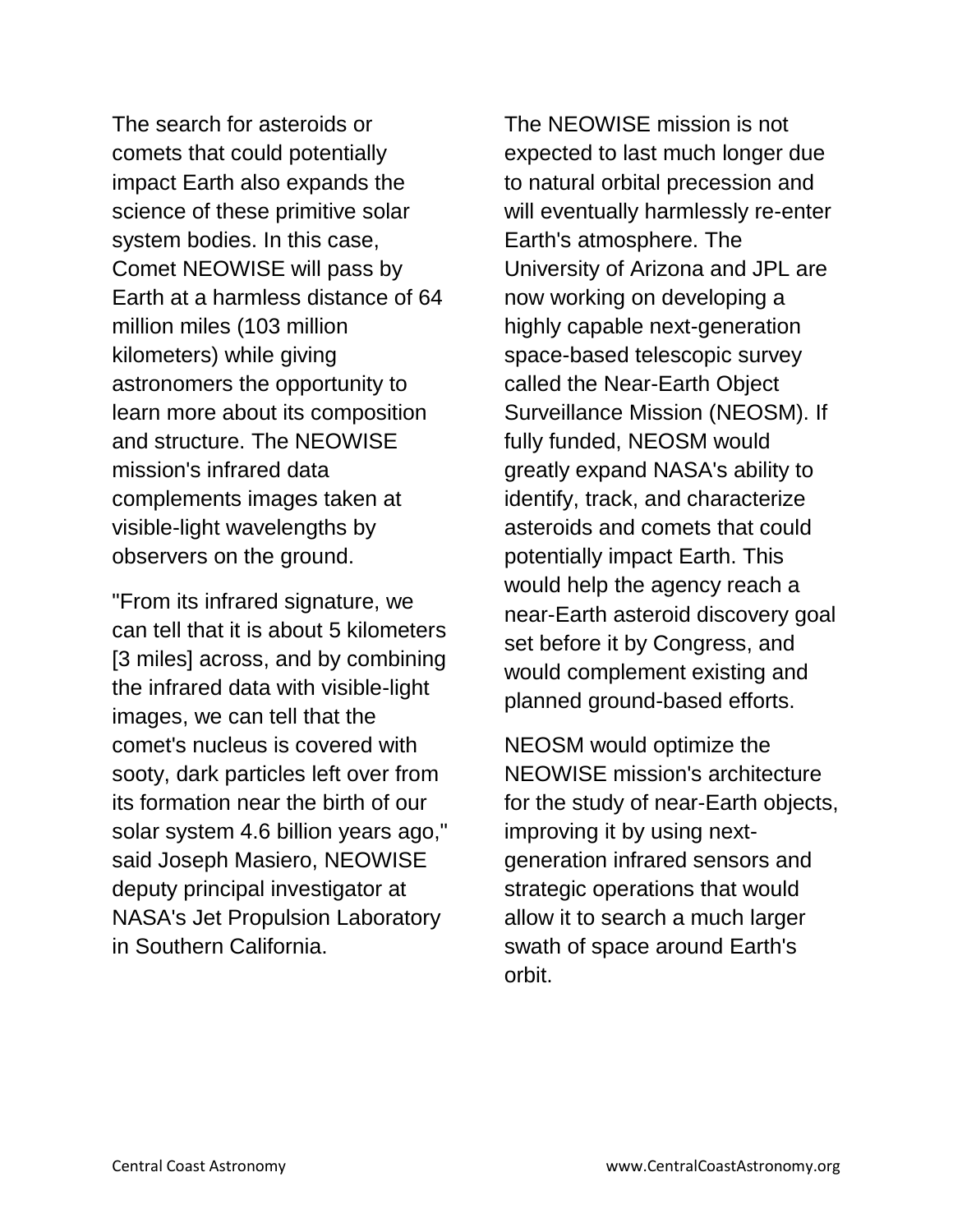The search for asteroids or comets that could potentially impact Earth also expands the science of these primitive solar system bodies. In this case, Comet NEOWISE will pass by Earth at a harmless distance of 64 million miles (103 million kilometers) while giving astronomers the opportunity to learn more about its composition and structure. The NEOWISE mission's infrared data complements images taken at visible-light wavelengths by observers on the ground.

"From its infrared signature, we can tell that it is about 5 kilometers [3 miles] across, and by combining the infrared data with visible-light images, we can tell that the comet's nucleus is covered with sooty, dark particles left over from its formation near the birth of our solar system 4.6 billion years ago," said Joseph Masiero, NEOWISE deputy principal investigator at NASA's Jet Propulsion Laboratory in Southern California.

The NEOWISE mission is not expected to last much longer due to natural orbital precession and will eventually harmlessly re-enter Earth's atmosphere. The University of Arizona and JPL are now working on developing a highly capable next-generation space-based telescopic survey called the Near-Earth Object Surveillance Mission (NEOSM). If fully funded, NEOSM would greatly expand NASA's ability to identify, track, and characterize asteroids and comets that could potentially impact Earth. This would help the agency reach a near-Earth asteroid discovery goal set before it by Congress, and would complement existing and planned ground-based efforts.

NEOSM would optimize the NEOWISE mission's architecture for the study of near-Earth objects, improving it by using next-generation infrared sensors and strategic operations that would allow it to search a much larger swath of space around Earth's orbit.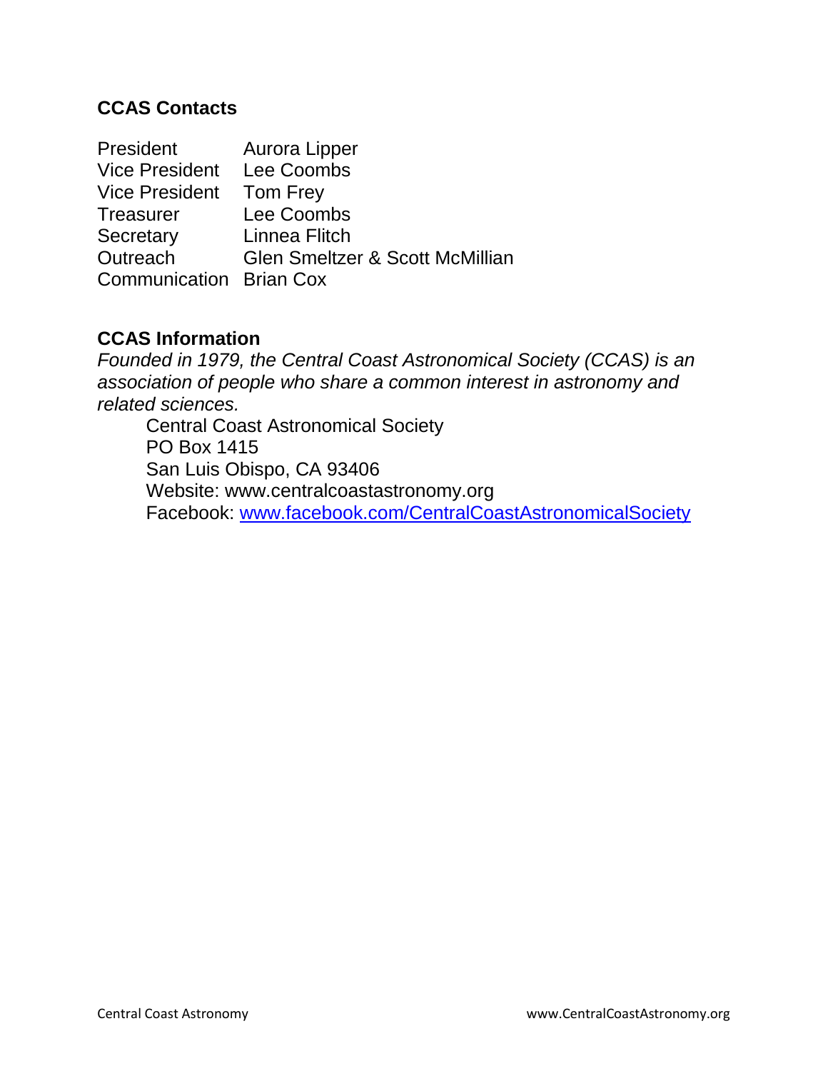## CCAS Contacts

| | |
|---|---|
| President | Aurora Lipper |
| Vice President | Lee Coombs |
| Vice President | Tom Frey |
| Treasurer | Lee Coombs |
| Secretary | Linnea Flitch |
| Outreach | Glen Smeltzer & Scott McMillian |
| Communication | Brian Cox |

## CCAS Information

*Founded in 1979, the Central Coast Astronomical Society (CCAS) is an association of people who share a common interest in astronomy and related sciences.*

Central Coast Astronomical Society
PO Box 1415
San Luis Obispo, CA 93406
Website: www.centralcoastastronomy.org
Facebook: www.facebook.com/CentralCoastAstronomicalSociety